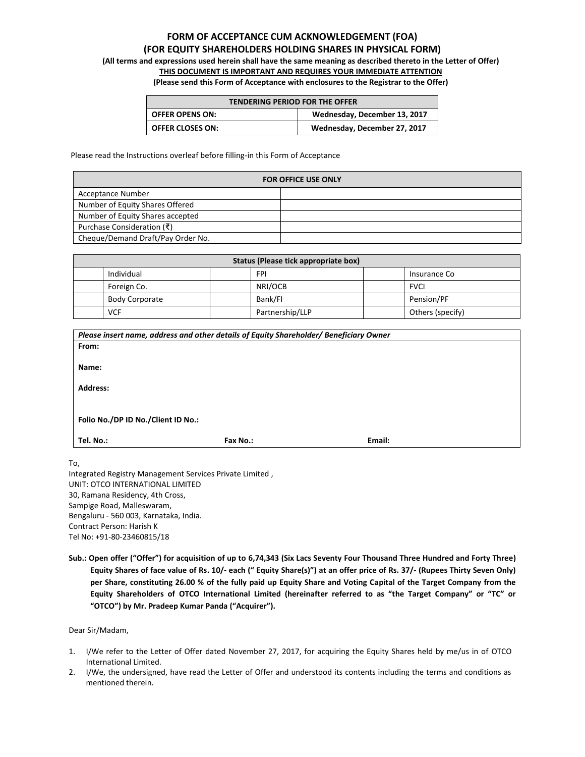# FORM OF ACCEPTANCE CUM ACKNOWLEDGEMENT (FOA)

## (FOR EQUITY SHAREHOLDERS HOLDING SHARES IN PHYSICAL FORM)

**(All terms and expressions used herein shall have the same meaning as described thereto in the Letter of Offer)**

**THIS DOCUMENT IS IMPORTANT AND REQUIRES YOUR IMMEDIATE ATTENTION**

**(Please send this Form of Acceptance with enclosures to the Registrar to the Offer)**

| TENDERING PERIOD FOR THE OFFER | |
|---|---|
| **OFFER OPENS ON:** | **Wednesday, December 13, 2017** |
| **OFFER CLOSES ON:** | **Wednesday, December 27, 2017** |

Please read the Instructions overleaf before filling-in this Form of Acceptance

| FOR OFFICE USE ONLY | |
|---|---|
| Acceptance Number | |
| Number of Equity Shares Offered | |
| Number of Equity Shares accepted | |
| Purchase Consideration (₹) | |
| Cheque/Demand Draft/Pay Order No. | |

| Status (Please tick appropriate box) | | | | | |
|---|---|---|---|---|---|
| | Individual | | FPI | | Insurance Co |
| | Foreign Co. | | NRI/OCB | | FVCI |
| | Body Corporate | | Bank/FI | | Pension/PF |
| | VCF | | Partnership/LLP | | Others (specify) |

| *Please insert name, address and other details of Equity Shareholder/ Beneficiary Owner* | | |
|---|---|---|
| **From:** | | |
| **Name:** | | |
| **Address:** | | |
| **Folio No./DP ID No./Client ID No.:** | | |
| **Tel. No.:** | **Fax No.:** | **Email:** |

To,
Integrated Registry Management Services Private Limited ,
UNIT: OTCO INTERNATIONAL LIMITED
30, Ramana Residency, 4th Cross,
Sampige Road, Malleswaram,
Bengaluru - 560 003, Karnataka, India.
Contract Person: Harish K
Tel No: +91-80-23460815/18

**Sub.: Open offer ("Offer") for acquisition of up to 6,74,343 (Six Lacs Seventy Four Thousand Three Hundred and Forty Three) Equity Shares of face value of Rs. 10/- each (" Equity Share(s)") at an offer price of Rs. 37/- (Rupees Thirty Seven Only) per Share, constituting 26.00 % of the fully paid up Equity Share and Voting Capital of the Target Company from the Equity Shareholders of OTCO International Limited (hereinafter referred to as "the Target Company" or "TC" or "OTCO") by Mr. Pradeep Kumar Panda ("Acquirer").**

Dear Sir/Madam,

1. I/We refer to the Letter of Offer dated November 27, 2017, for acquiring the Equity Shares held by me/us in of OTCO International Limited.
2. I/We, the undersigned, have read the Letter of Offer and understood its contents including the terms and conditions as mentioned therein.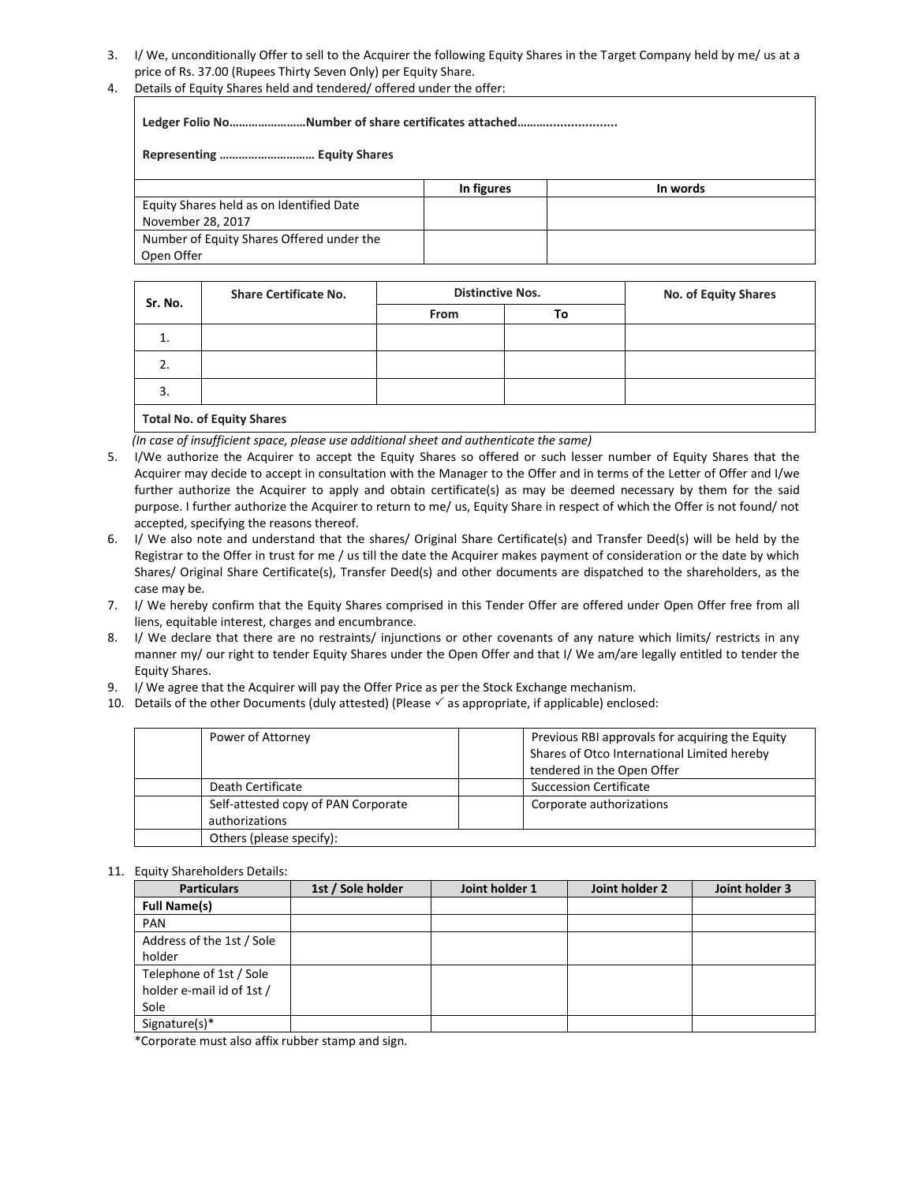3. I/ We, unconditionally Offer to sell to the Acquirer the following Equity Shares in the Target Company held by me/ us at a price of Rs. 37.00 (Rupees Thirty Seven Only) per Equity Share.
4. Details of Equity Shares held and tendered/ offered under the offer:

**Ledger Folio No……………………Number of share certificates attached………...................**

**Representing ……………………….. Equity Shares**

| | In figures | In words |
|---|---|---|
| Equity Shares held as on Identified Date November 28, 2017 | | |
| Number of Equity Shares Offered under the Open Offer | | |

| Sr. No. | Share Certificate No. | Distinctive Nos. | | No. of Equity Shares |
|---|---|---|---|---|
| | | From | To | |
| 1. | | | | |
| 2. | | | | |
| 3. | | | | |
| **Total No. of Equity Shares** | | | | |

*(In case of insufficient space, please use additional sheet and authenticate the same)*

5. I/We authorize the Acquirer to accept the Equity Shares so offered or such lesser number of Equity Shares that the Acquirer may decide to accept in consultation with the Manager to the Offer and in terms of the Letter of Offer and I/we further authorize the Acquirer to apply and obtain certificate(s) as may be deemed necessary by them for the said purpose. I further authorize the Acquirer to return to me/ us, Equity Share in respect of which the Offer is not found/ not accepted, specifying the reasons thereof.
6. I/ We also note and understand that the shares/ Original Share Certificate(s) and Transfer Deed(s) will be held by the Registrar to the Offer in trust for me / us till the date the Acquirer makes payment of consideration or the date by which Shares/ Original Share Certificate(s), Transfer Deed(s) and other documents are dispatched to the shareholders, as the case may be.
7. I/ We hereby confirm that the Equity Shares comprised in this Tender Offer are offered under Open Offer free from all liens, equitable interest, charges and encumbrance.
8. I/ We declare that there are no restraints/ injunctions or other covenants of any nature which limits/ restricts in any manner my/ our right to tender Equity Shares under the Open Offer and that I/ We am/are legally entitled to tender the Equity Shares.
9. I/ We agree that the Acquirer will pay the Offer Price as per the Stock Exchange mechanism.
10. Details of the other Documents (duly attested) (Please ✓ as appropriate, if applicable) enclosed:

| | Power of Attorney | | Previous RBI approvals for acquiring the Equity Shares of Otco International Limited hereby tendered in the Open Offer |
|---|---|---|---|
| | Death Certificate | | Succession Certificate |
| | Self-attested copy of PAN Corporate authorizations | | Corporate authorizations |
| | Others (please specify): | | |

11. Equity Shareholders Details:

| Particulars | 1st / Sole holder | Joint holder 1 | Joint holder 2 | Joint holder 3 |
|---|---|---|---|---|
| **Full Name(s)** | | | | |
| PAN | | | | |
| Address of the 1st / Sole holder | | | | |
| Telephone of 1st / Sole holder e-mail id of 1st / Sole | | | | |
| Signature(s)* | | | | |

*Corporate must also affix rubber stamp and sign.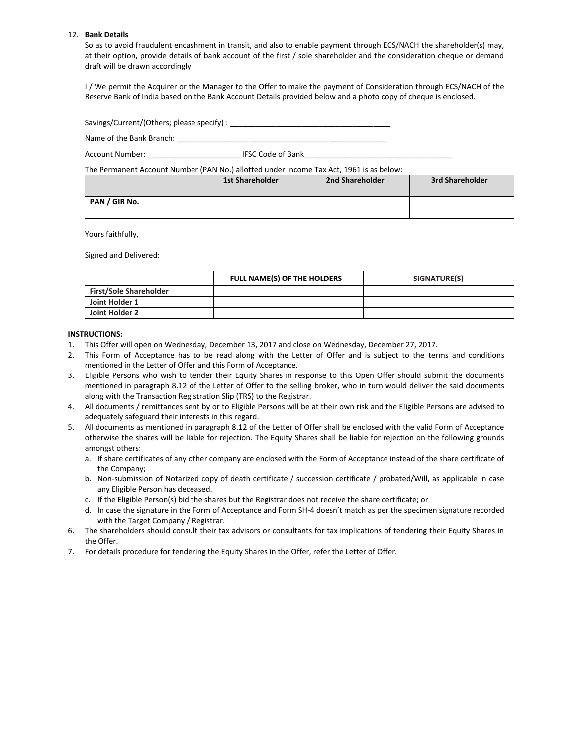12. **Bank Details**

    So as to avoid fraudulent encashment in transit, and also to enable payment through ECS/NACH the shareholder(s) may, at their option, provide details of bank account of the first / sole shareholder and the consideration cheque or demand draft will be drawn accordingly.

    I / We permit the Acquirer or the Manager to the Offer to make the payment of Consideration through ECS/NACH of the Reserve Bank of India based on the Bank Account Details provided below and a photo copy of cheque is enclosed.

    Savings/Current/(Others; please specify) : ______________________________________

    Name of the Bank Branch: ____________________________________________________

    Account Number: _____________________ IFSC Code of Bank__________________________________

    The Permanent Account Number (PAN No.) allotted under Income Tax Act, 1961 is as below:

| | 1st Shareholder | 2nd Shareholder | 3rd Shareholder |
|---|---|---|---|
| **PAN / GIR No.** | | | |

Yours faithfully,

Signed and Delivered:

| | FULL NAME(S) OF THE HOLDERS | SIGNATURE(S) |
|---|---|---|
| **First/Sole Shareholder** | | |
| **Joint Holder 1** | | |
| **Joint Holder 2** | | |

**INSTRUCTIONS:**

1. This Offer will open on Wednesday, December 13, 2017 and close on Wednesday, December 27, 2017.
2. This Form of Acceptance has to be read along with the Letter of Offer and is subject to the terms and conditions mentioned in the Letter of Offer and this Form of Acceptance.
3. Eligible Persons who wish to tender their Equity Shares in response to this Open Offer should submit the documents mentioned in paragraph 8.12 of the Letter of Offer to the selling broker, who in turn would deliver the said documents along with the Transaction Registration Slip (TRS) to the Registrar.
4. All documents / remittances sent by or to Eligible Persons will be at their own risk and the Eligible Persons are advised to adequately safeguard their interests in this regard.
5. All documents as mentioned in paragraph 8.12 of the Letter of Offer shall be enclosed with the valid Form of Acceptance otherwise the shares will be liable for rejection. The Equity Shares shall be liable for rejection on the following grounds amongst others:
   a. If share certificates of any other company are enclosed with the Form of Acceptance instead of the share certificate of the Company;
   b. Non-submission of Notarized copy of death certificate / succession certificate / probated/Will, as applicable in case any Eligible Person has deceased.
   c. If the Eligible Person(s) bid the shares but the Registrar does not receive the share certificate; or
   d. In case the signature in the Form of Acceptance and Form SH-4 doesn't match as per the specimen signature recorded with the Target Company / Registrar.
6. The shareholders should consult their tax advisors or consultants for tax implications of tendering their Equity Shares in the Offer.
7. For details procedure for tendering the Equity Shares in the Offer, refer the Letter of Offer.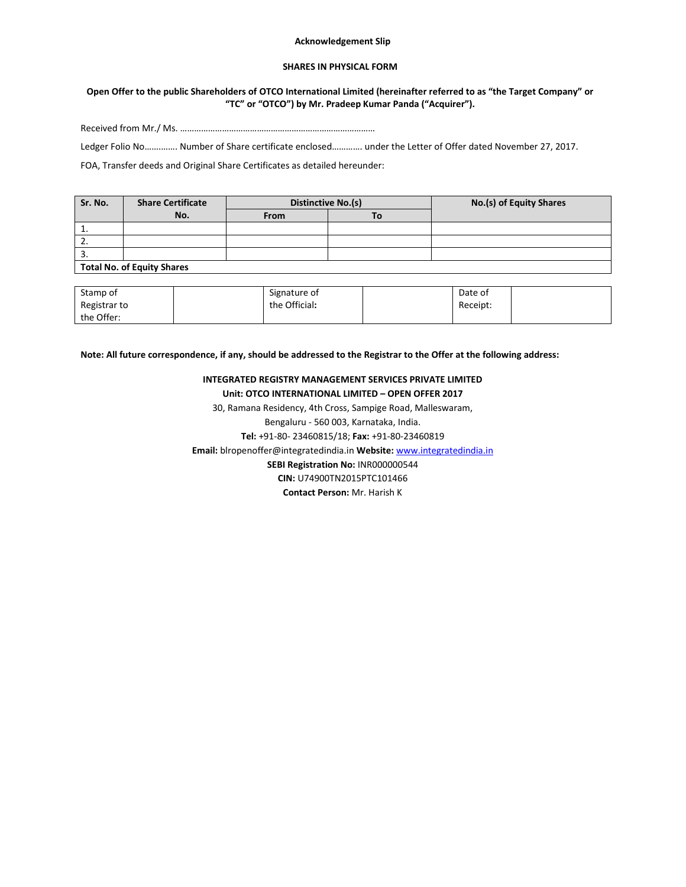**Acknowledgement Slip**

**SHARES IN PHYSICAL FORM**

**Open Offer to the public Shareholders of OTCO International Limited (hereinafter referred to as "the Target Company" or "TC" or "OTCO") by Mr. Pradeep Kumar Panda ("Acquirer").**

Received from Mr./ Ms. ……………………………………………………………………………

Ledger Folio No…………. Number of Share certificate enclosed………… under the Letter of Offer dated November 27, 2017.

FOA, Transfer deeds and Original Share Certificates as detailed hereunder:

| Sr. No. | Share Certificate No. | Distinctive No.(s) | | No.(s) of Equity Shares |
|---|---|---|---|---|
| | | From | To | |
| 1. | | | | |
| 2. | | | | |
| 3. | | | | |
| **Total No. of Equity Shares** | | | | |

| | | | | | |
|---|---|---|---|---|---|
| Stamp of Registrar to the Offer: | | Signature of the Official: | | Date of Receipt: | |

**Note: All future correspondence, if any, should be addressed to the Registrar to the Offer at the following address:**

**INTEGRATED REGISTRY MANAGEMENT SERVICES PRIVATE LIMITED**
**Unit: OTCO INTERNATIONAL LIMITED – OPEN OFFER 2017**
30, Ramana Residency, 4th Cross, Sampige Road, Malleswaram,
Bengaluru - 560 003, Karnataka, India.
**Tel:** +91-80- 23460815/18; **Fax:** +91-80-23460819
**Email:** blropenoffer@integratedindia.in **Website:** www.integratedindia.in
**SEBI Registration No:** INR000000544
**CIN:** U74900TN2015PTC101466
**Contact Person:** Mr. Harish K